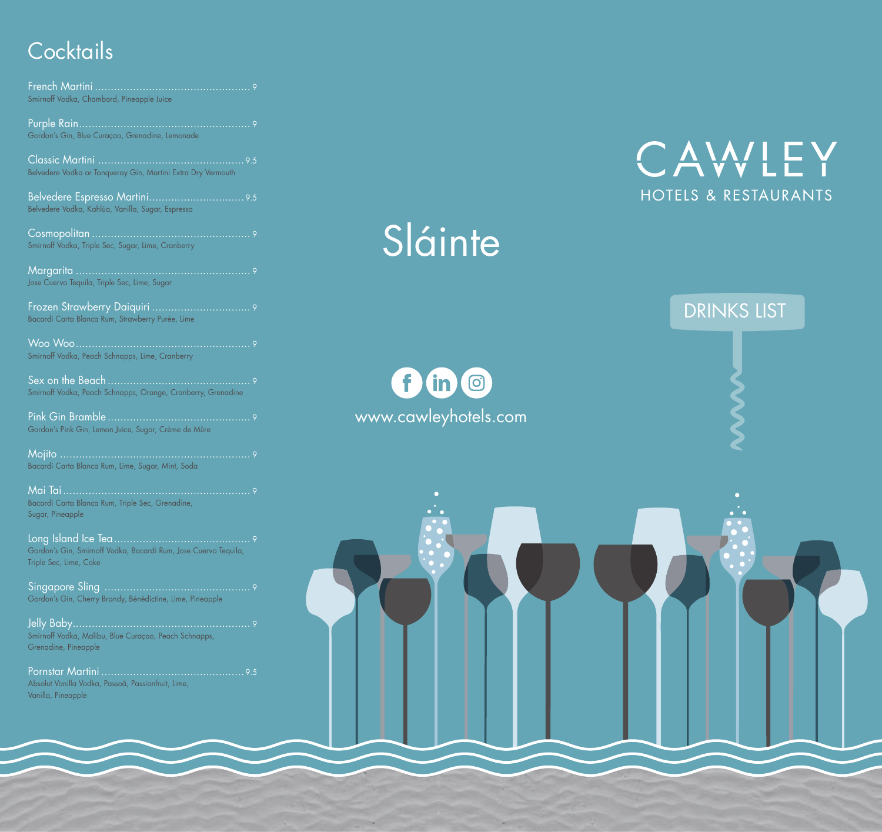## Cocktails

French Martini ........ 9
Smirnoff Vodka, Chambord, Pineapple Juice

Purple Rain ........ 9
Gordon's Gin, Blue Curaçao, Grenadine, Lemonade

Classic Martini ........ 9.5
Belvedere Vodka or Tanqueray Gin, Martini Extra Dry Vermouth

Belvedere Espresso Martini ........ 9.5
Belvedere Vodka, Kahlúa, Vanilla, Sugar, Espresso

Cosmopolitan ........ 9
Smirnoff Vodka, Triple Sec, Sugar, Lime, Cranberry

Margarita ........ 9
Jose Cuervo Tequila, Triple Sec, Lime, Sugar

Frozen Strawberry Daiquiri ........ 9
Bacardi Carta Blanca Rum, Strawberry Purée, Lime

Woo Woo ........ 9
Smirnoff Vodka, Peach Schnapps, Lime, Cranberry

Sex on the Beach ........ 9
Smirnoff Vodka, Peach Schnapps, Orange, Cranberry, Grenadine

Pink Gin Bramble ........ 9
Gordon's Pink Gin, Lemon Juice, Sugar, Crème de Mûre

Mojito ........ 9
Bacardi Carta Blanca Rum, Lime, Sugar, Mint, Soda

Mai Tai ........ 9
Bacardi Carta Blanca Rum, Triple Sec, Grenadine, Sugar, Pineapple

Long Island Ice Tea ........ 9
Gordon's Gin, Smirnoff Vodka, Bacardi Rum, Jose Cuervo Tequila, Triple Sec, Lime, Coke

Singapore Sling ........ 9
Gordon's Gin, Cherry Brandy, Bénédictine, Lime, Pineapple

Jelly Baby ........ 9
Smirnoff Vodka, Malibu, Blue Curaçao, Peach Schnapps, Grenadine, Pineapple

Pornstar Martini ........ 9.5
Absolut Vanilla Vodka, Passoã, Passionfruit, Lime, Vanilla, Pineapple

# Sláinte

www.cawleyhotels.com

# CAWLEY
HOTELS & RESTAURANTS

## DRINKS LIST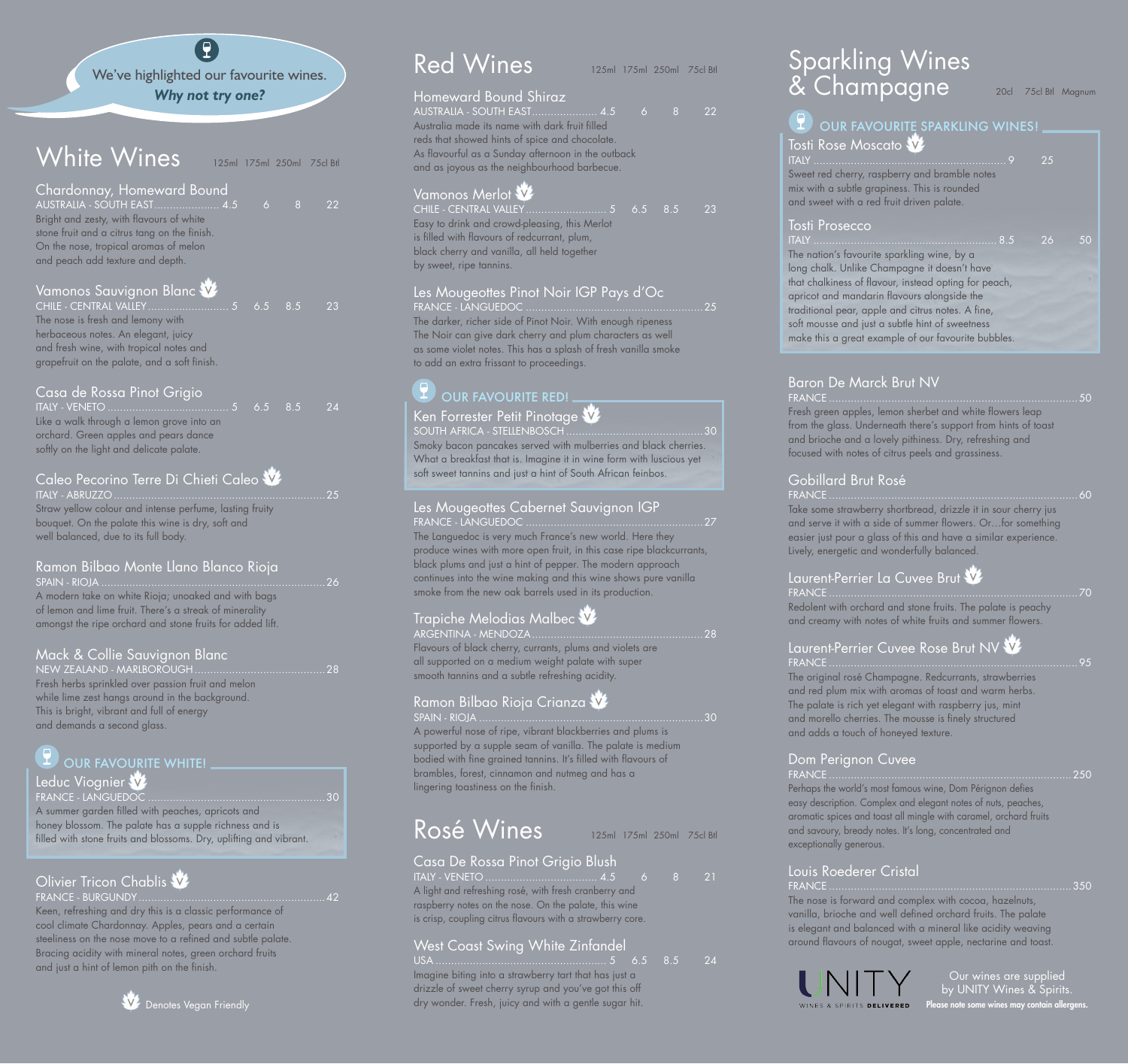We've highlighted our favourite wines.
*Why not try one?*

## White Wines

| Wine | 125ml | 175ml | 250ml | 75cl Btl |
|---|---|---|---|---|
| **Chardonnay, Homeward Bound** – AUSTRALIA - SOUTH EAST | 4.5 | 6 | 8 | 22 |

Bright and zesty, with flavours of white stone fruit and a citrus tang on the finish. On the nose, tropical aromas of melon and peach add texture and depth.

| Wine | 125ml | 175ml | 250ml | 75cl Btl |
|---|---|---|---|---|
| **Vamonos Sauvignon Blanc** (V) – CHILE - CENTRAL VALLEY | 5 | 6.5 | 8.5 | 23 |

The nose is fresh and lemony with herbaceous notes. An elegant, juicy and fresh wine, with tropical notes and grapefruit on the palate, and a soft finish.

| Wine | 125ml | 175ml | 250ml | 75cl Btl |
|---|---|---|---|---|
| **Casa de Rossa Pinot Grigio** – ITALY - VENETO | 5 | 6.5 | 8.5 | 24 |

Like a walk through a lemon grove into an orchard. Green apples and pears dance softly on the light and delicate palate.

**Caleo Pecorino Terre Di Chieti Caleo** (V)
ITALY - ABRUZZO ........ 25
Straw yellow colour and intense perfume, lasting fruity bouquet. On the palate this wine is dry, soft and well balanced, due to its full body.

**Ramon Bilbao Monte Llano Blanco Rioja**
SPAIN - RIOJA ........ 26
A modern take on white Rioja; unoaked and with bags of lemon and lime fruit. There's a streak of minerality amongst the ripe orchard and stone fruits for added lift.

**Mack & Collie Sauvignon Blanc**
NEW ZEALAND - MARLBOROUGH ........ 28
Fresh herbs sprinkled over passion fruit and melon while lime zest hangs around in the background. This is bright, vibrant and full of energy and demands a second glass.

### OUR FAVOURITE WHITE!

**Leduc Viognier** (V)
FRANCE - LANGUEDOC ........ 30
A summer garden filled with peaches, apricots and honey blossom. The palate has a supple richness and is filled with stone fruits and blossoms. Dry, uplifting and vibrant.

**Olivier Tricon Chablis** (V)
FRANCE - BURGUNDY ........ 42
Keen, refreshing and dry this is a classic performance of cool climate Chardonnay. Apples, pears and a certain steeliness on the nose move to a refined and subtle palate. Bracing acidity with mineral notes, green orchard fruits and just a hint of lemon pith on the finish.

(V) Denotes Vegan Friendly

## Red Wines

| Wine | 125ml | 175ml | 250ml | 75cl Btl |
|---|---|---|---|---|
| **Homeward Bound Shiraz** – AUSTRALIA - SOUTH EAST | 4.5 | 6 | 8 | 22 |

Australia made its name with dark fruit filled reds that showed hints of spice and chocolate. As flavourful as a Sunday afternoon in the outback and as joyous as the neighbourhood barbecue.

| Wine | 125ml | 175ml | 250ml | 75cl Btl |
|---|---|---|---|---|
| **Vamonos Merlot** (V) – CHILE - CENTRAL VALLEY | 5 | 6.5 | 8.5 | 23 |

Easy to drink and crowd-pleasing, this Merlot is filled with flavours of redcurrant, plum, black cherry and vanilla, all held together by sweet, ripe tannins.

**Les Mougeottes Pinot Noir IGP Pays d'Oc**
FRANCE - LANGUEDOC ........ 25
The darker, richer side of Pinot Noir. With enough ripeness The Noir can give dark cherry and plum characters as well as some violet notes. This has a splash of fresh vanilla smoke to add an extra frissant to proceedings.

### OUR FAVOURITE RED!

**Ken Forrester Petit Pinotage** (V)
SOUTH AFRICA - STELLENBOSCH ........ 30
Smoky bacon pancakes served with mulberries and black cherries. What a breakfast that is. Imagine it in wine form with luscious yet soft sweet tannins and just a hint of South African feinbos.

**Les Mougeottes Cabernet Sauvignon IGP**
FRANCE - LANGUEDOC ........ 27
The Languedoc is very much France's new world. Here they produce wines with more open fruit, in this case ripe blackcurrants, black plums and just a hint of pepper. The modern approach continues into the wine making and this wine shows pure vanilla smoke from the new oak barrels used in its production.

**Trapiche Melodias Malbec** (V)
ARGENTINA - MENDOZA ........ 28
Flavours of black cherry, currants, plums and violets are all supported on a medium weight palate with super smooth tannins and a subtle refreshing acidity.

**Ramon Bilbao Rioja Crianza** (V)
SPAIN - RIOJA ........ 30
A powerful nose of ripe, vibrant blackberries and plums is supported by a supple seam of vanilla. The palate is medium bodied with fine grained tannins. It's filled with flavours of brambles, forest, cinnamon and nutmeg and has a lingering toastiness on the finish.

## Rosé Wines

| Wine | 125ml | 175ml | 250ml | 75cl Btl |
|---|---|---|---|---|
| **Casa De Rossa Pinot Grigio Blush** – ITALY - VENETO | 4.5 | 6 | 8 | 21 |

A light and refreshing rosé, with fresh cranberry and raspberry notes on the nose. On the palate, this wine is crisp, coupling citrus flavours with a strawberry core.

| Wine | 125ml | 175ml | 250ml | 75cl Btl |
|---|---|---|---|---|
| **West Coast Swing White Zinfandel** – USA | 5 | 6.5 | 8.5 | 24 |

Imagine biting into a strawberry tart that has just a drizzle of sweet cherry syrup and you've got this off dry wonder. Fresh, juicy and with a gentle sugar hit.

## Sparkling Wines & Champagne

### OUR FAVOURITE SPARKLING WINES!

| Wine | 20cl | 75cl Btl | Magnum |
|---|---|---|---|
| **Tosti Rose Moscato** (V) – ITALY | 9 | 25 | |

Sweet red cherry, raspberry and bramble notes mix with a subtle grapiness. This is rounded and sweet with a red fruit driven palate.

| Wine | 20cl | 75cl Btl | Magnum |
|---|---|---|---|
| **Tosti Prosecco** – ITALY | 8.5 | 26 | 50 |

The nation's favourite sparkling wine, by a long chalk. Unlike Champagne it doesn't have that chalkiness of flavour, instead opting for peach, apricot and mandarin flavours alongside the traditional pear, apple and citrus notes. A fine, soft mousse and just a subtle hint of sweetness make this a great example of our favourite bubbles.

**Baron De Marck Brut NV**
FRANCE ........ 50
Fresh green apples, lemon sherbet and white flowers leap from the glass. Underneath there's support from hints of toast and brioche and a lovely pithiness. Dry, refreshing and focused with notes of citrus peels and grassiness.

**Gobillard Brut Rosé**
FRANCE ........ 60
Take some strawberry shortbread, drizzle it in sour cherry jus and serve it with a side of summer flowers. Or…for something easier just pour a glass of this and have a similar experience. Lively, energetic and wonderfully balanced.

**Laurent-Perrier La Cuvee Brut** (V)
FRANCE ........ 70
Redolent with orchard and stone fruits. The palate is peachy and creamy with notes of white fruits and summer flowers.

**Laurent-Perrier Cuvee Rose Brut NV** (V)
FRANCE ........ 95
The original rosé Champagne. Redcurrants, strawberries and red plum mix with aromas of toast and warm herbs. The palate is rich yet elegant with raspberry jus, mint and morello cherries. The mousse is finely structured and adds a touch of honeyed texture.

**Dom Perignon Cuvee**
FRANCE ........ 250
Perhaps the world's most famous wine, Dom Pérignon defies easy description. Complex and elegant notes of nuts, peaches, aromatic spices and toast all mingle with caramel, orchard fruits and savoury, bready notes. It's long, concentrated and exceptionally generous.

**Louis Roederer Cristal**
FRANCE ........ 350
The nose is forward and complex with cocoa, hazelnuts, vanilla, brioche and well defined orchard fruits. The palate is elegant and balanced with a mineral like acidity weaving around flavours of nougat, sweet apple, nectarine and toast.

UNITY – WINES & SPIRITS DELIVERED

Our wines are supplied by UNITY Wines & Spirits.
**Please note some wines may contain allergens.**